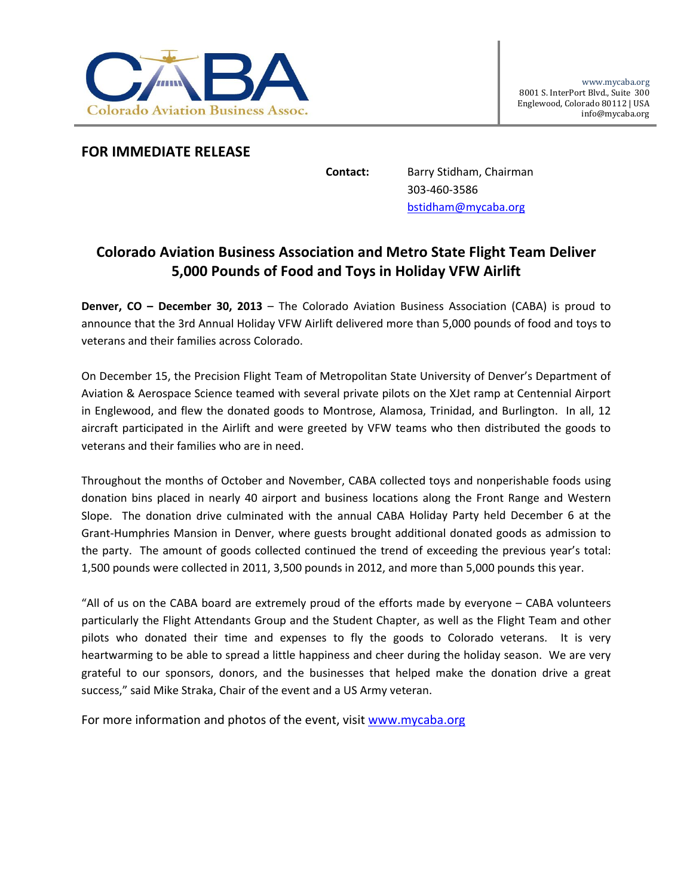Colorado Aviation Business Assoc.

www.mycaba.org
8001 S. InterPort Blvd., Suite 300
Englewood, Colorado 80112 | USA
info@mycaba.org

**FOR IMMEDIATE RELEASE**

**Contact:** Barry Stidham, Chairman
303-460-3586
bstidham@mycaba.org

## Colorado Aviation Business Association and Metro State Flight Team Deliver 5,000 Pounds of Food and Toys in Holiday VFW Airlift

**Denver, CO – December 30, 2013** – The Colorado Aviation Business Association (CABA) is proud to announce that the 3rd Annual Holiday VFW Airlift delivered more than 5,000 pounds of food and toys to veterans and their families across Colorado.

On December 15, the Precision Flight Team of Metropolitan State University of Denver's Department of Aviation & Aerospace Science teamed with several private pilots on the XJet ramp at Centennial Airport in Englewood, and flew the donated goods to Montrose, Alamosa, Trinidad, and Burlington. In all, 12 aircraft participated in the Airlift and were greeted by VFW teams who then distributed the goods to veterans and their families who are in need.

Throughout the months of October and November, CABA collected toys and nonperishable foods using donation bins placed in nearly 40 airport and business locations along the Front Range and Western Slope. The donation drive culminated with the annual CABA Holiday Party held December 6 at the Grant-Humphries Mansion in Denver, where guests brought additional donated goods as admission to the party. The amount of goods collected continued the trend of exceeding the previous year's total: 1,500 pounds were collected in 2011, 3,500 pounds in 2012, and more than 5,000 pounds this year.

"All of us on the CABA board are extremely proud of the efforts made by everyone – CABA volunteers particularly the Flight Attendants Group and the Student Chapter, as well as the Flight Team and other pilots who donated their time and expenses to fly the goods to Colorado veterans. It is very heartwarming to be able to spread a little happiness and cheer during the holiday season. We are very grateful to our sponsors, donors, and the businesses that helped make the donation drive a great success," said Mike Straka, Chair of the event and a US Army veteran.

For more information and photos of the event, visit www.mycaba.org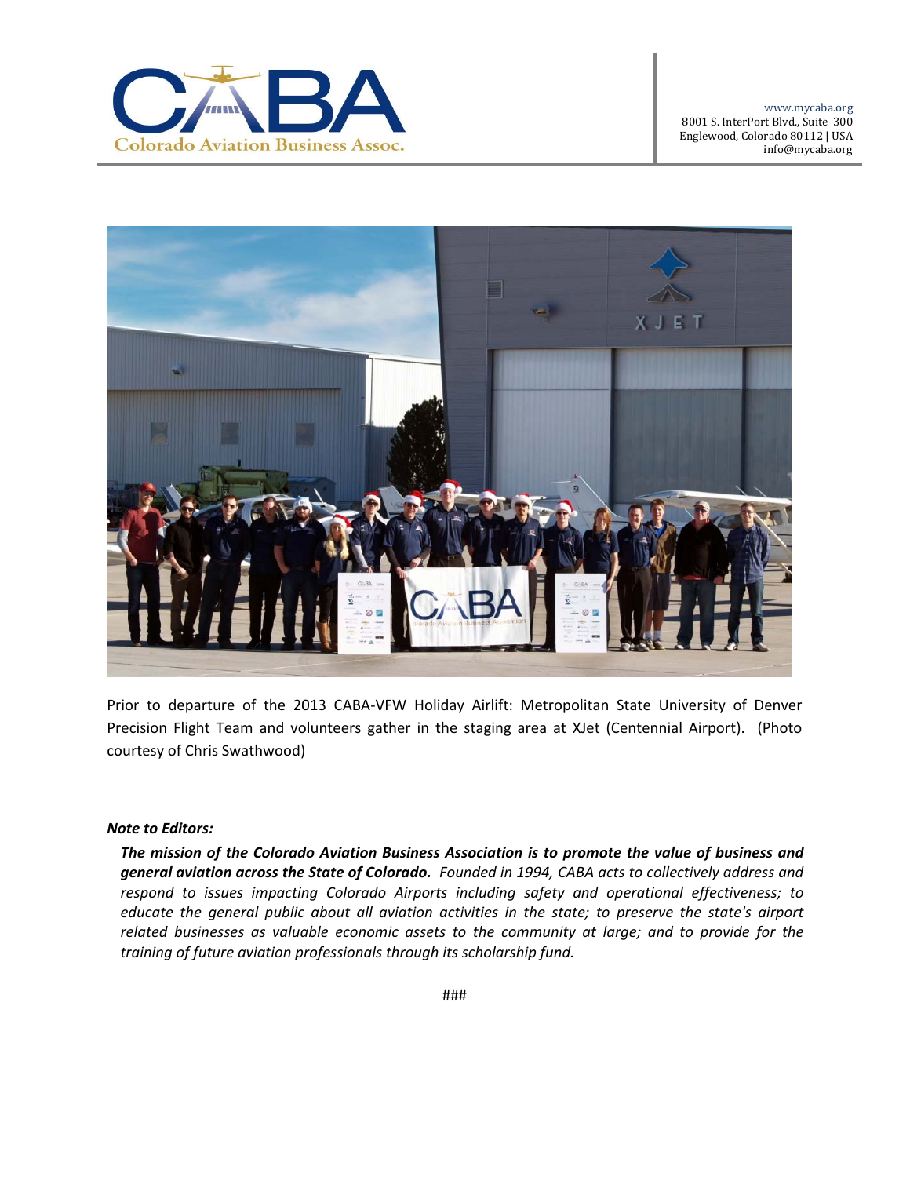Prior to departure of the 2013 CABA-VFW Holiday Airlift: Metropolitan State University of Denver Precision Flight Team and volunteers gather in the staging area at XJet (Centennial Airport). (Photo courtesy of Chris Swathwood)

***Note to Editors:***

***The mission of the Colorado Aviation Business Association is to promote the value of business and general aviation across the State of Colorado.*** *Founded in 1994, CABA acts to collectively address and respond to issues impacting Colorado Airports including safety and operational effectiveness; to educate the general public about all aviation activities in the state; to preserve the state's airport related businesses as valuable economic assets to the community at large; and to provide for the training of future aviation professionals through its scholarship fund.*

###